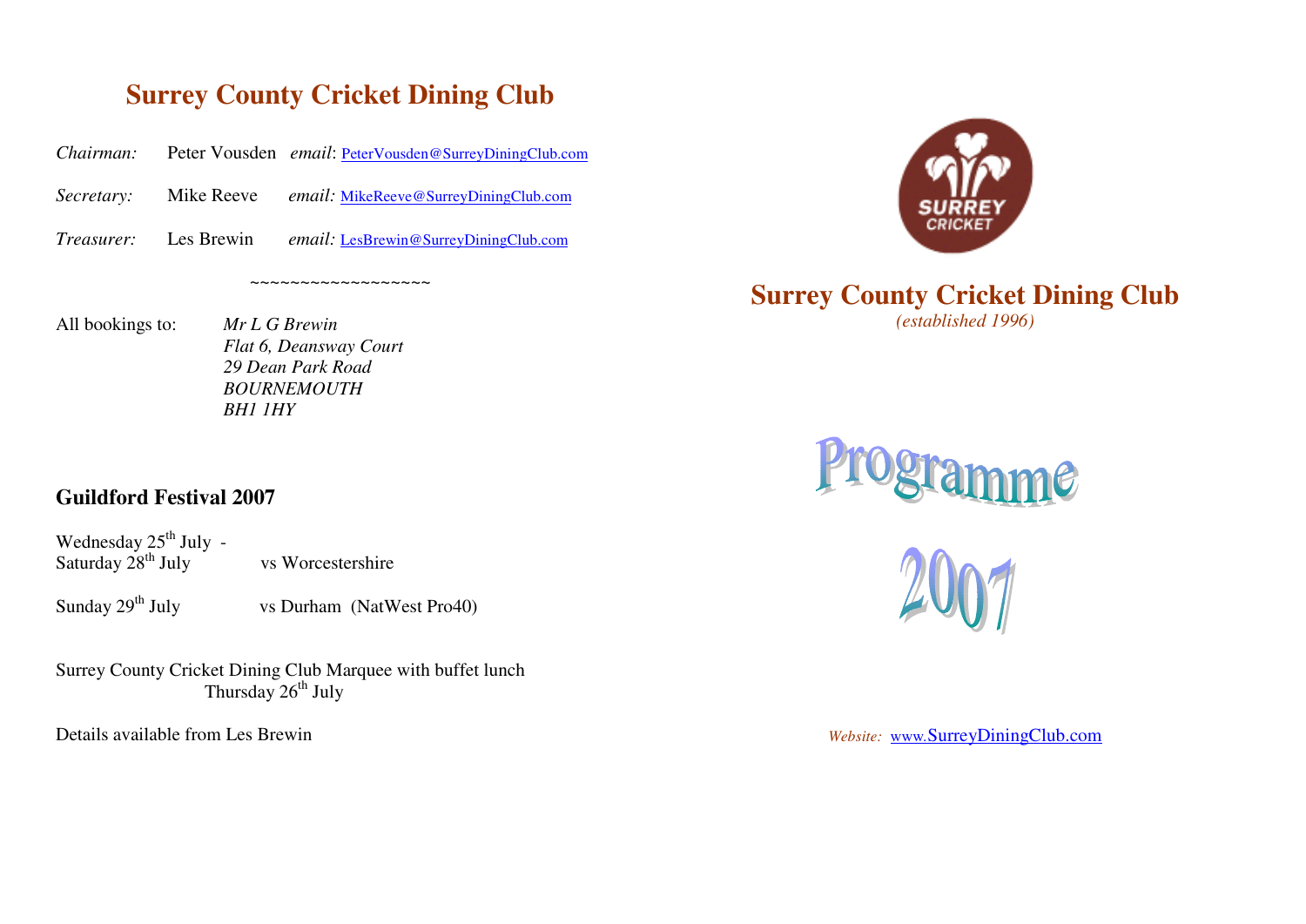# Surrey County Cricket Dining Club

*Chairman:* Peter Vousden *email*: PeterVousden@SurreyDiningClub.com

*Secretary:* Mike Reeve *email:* MikeReeve@SurreyDiningClub.com

*Treasurer:* Les Brewin *email:* LesBrewin@SurreyDiningClub.com

~~~~~~~~~~~~~~~~~~

All bookings to:

*Mr L G Brewin*
*Flat 6, Deansway Court*
*29 Dean Park Road*
*BOURNEMOUTH*
*BH1 1HY*

## Guildford Festival 2007

Wednesday 25th July - Saturday 28th July vs Worcestershire

Sunday 29th July vs Durham (NatWest Pro40)

Surrey County Cricket Dining Club Marquee with buffet lunch
Thursday 26th July

Details available from Les Brewin

SURREY CRICKET

# Surrey County Cricket Dining Club

*(established 1996)*

# Programme 2007

*Website:* www.SurreyDiningClub.com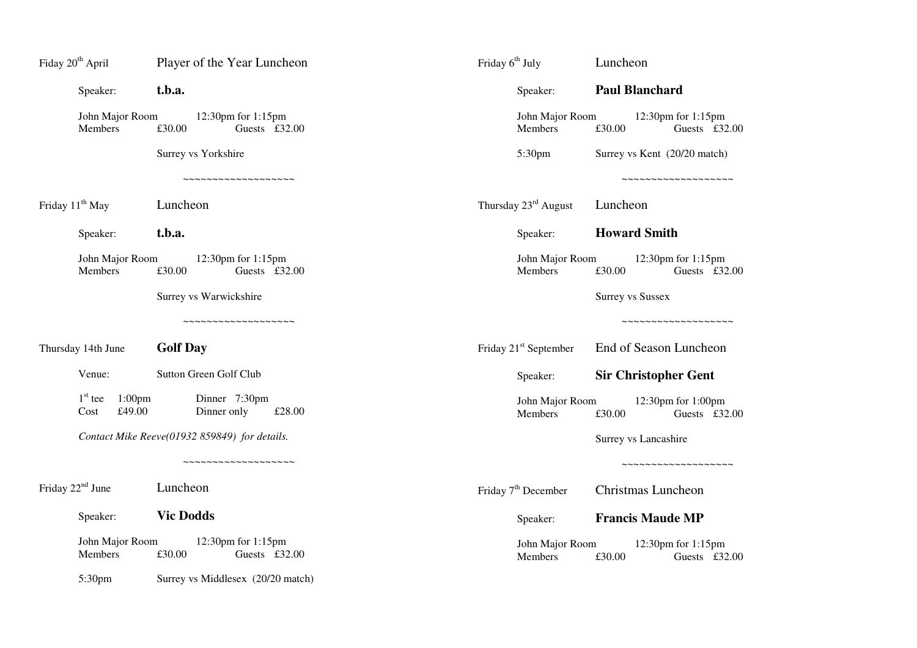Fiday 20th April Player of the Year Luncheon

Speaker: **t.b.a.**

John Major Room 12:30pm for 1:15pm
Members £30.00 Guests £32.00

Surrey vs Yorkshire

~~~~~~~~~~~~~~~~~~~~

Friday 11th May Luncheon

Speaker: **t.b.a.**

John Major Room 12:30pm for 1:15pm
Members £30.00 Guests £32.00

Surrey vs Warwickshire

~~~~~~~~~~~~~~~~~~~~

Thursday 14th June **Golf Day**

Venue: Sutton Green Golf Club

1st tee 1:00pm Dinner 7:30pm
Cost £49.00 Dinner only £28.00

*Contact Mike Reeve(01932 859849) for details.*

~~~~~~~~~~~~~~~~~~~~

Friday 22nd June Luncheon

Speaker: **Vic Dodds**

John Major Room 12:30pm for 1:15pm
Members £30.00 Guests £32.00

5:30pm Surrey vs Middlesex (20/20 match)

Friday 6th July Luncheon

Speaker: **Paul Blanchard**

John Major Room 12:30pm for 1:15pm
Members £30.00 Guests £32.00

5:30pm Surrey vs Kent (20/20 match)

~~~~~~~~~~~~~~~~~~~~

Thursday 23rd August Luncheon

Speaker: **Howard Smith**

John Major Room 12:30pm for 1:15pm
Members £30.00 Guests £32.00

Surrey vs Sussex

~~~~~~~~~~~~~~~~~~~~

Friday 21st September End of Season Luncheon

Speaker: **Sir Christopher Gent**

John Major Room 12:30pm for 1:00pm
Members £30.00 Guests £32.00

Surrey vs Lancashire

~~~~~~~~~~~~~~~~~~~~

Friday 7th December Christmas Luncheon

Speaker: **Francis Maude MP**

John Major Room 12:30pm for 1:15pm
Members £30.00 Guests £32.00